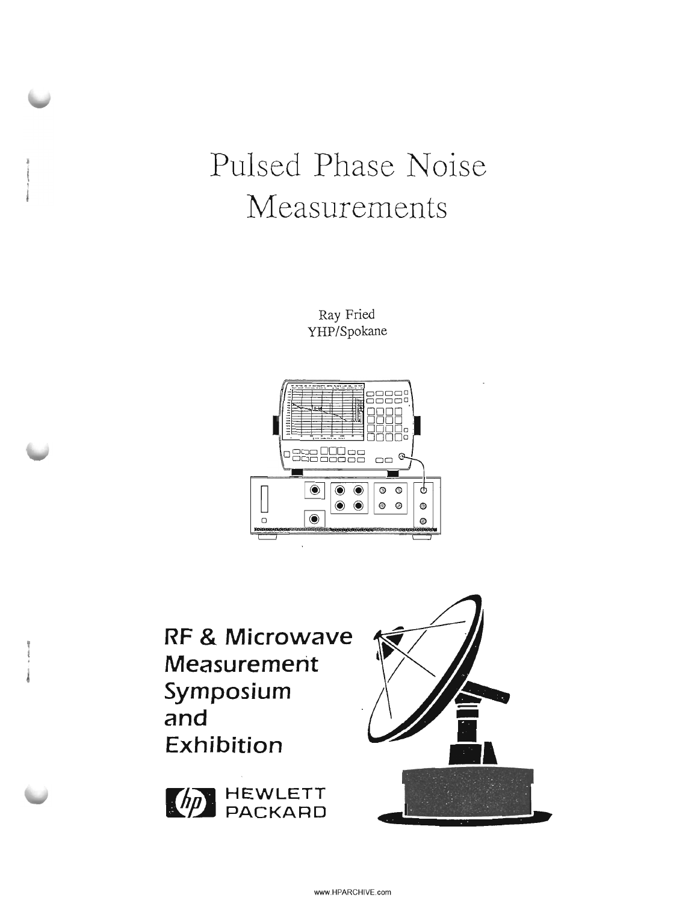# Pulsed Phase Noise Measurements

Ray Fried
YHP/Spokane

RF & Microwave Measurement Symposium and Exhibition

HEWLETT PACKARD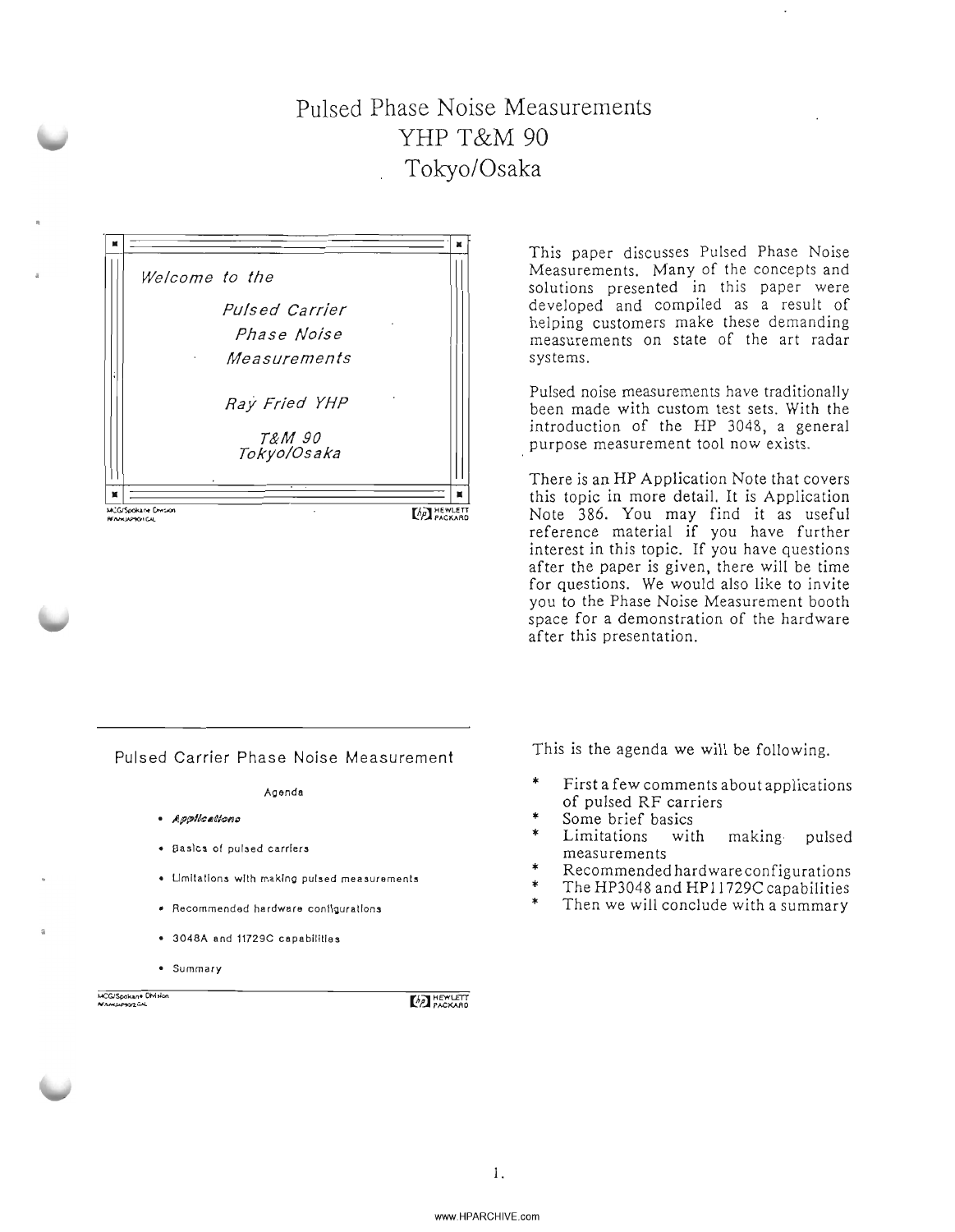# Pulsed Phase Noise Measurements
## YHP T&M 90
## Tokyo/Osaka

*Welcome to the*

*Pulsed Carrier Phase Noise Measurements*

*Ray Fried YHP*

*T&M 90*
*Tokyo/Osaka*

MCG/Spokane Division

This paper discusses Pulsed Phase Noise Measurements. Many of the concepts and solutions presented in this paper were developed and compiled as a result of helping customers make these demanding measurements on state of the art radar systems.

Pulsed noise measurements have traditionally been made with custom test sets. With the introduction of the HP 3048, a general purpose measurement tool now exists.

There is an HP Application Note that covers this topic in more detail. It is Application Note 386. You may find it as useful reference material if you have further interest in this topic. If you have questions after the paper is given, there will be time for questions. We would also like to invite you to the Phase Noise Measurement booth space for a demonstration of the hardware after this presentation.

---

Pulsed Carrier Phase Noise Measurement

Agenda

- ***Applications***
- Basics of pulsed carriers
- Limitations with making pulsed measurements
- Recommended hardware configurations
- 3048A and 11729C capabilities
- Summary

MCG/Spokane Division

This is the agenda we will be following.

* First a few comments about applications of pulsed RF carriers
* Some brief basics
* Limitations with making pulsed measurements
* Recommended hardware configurations
* The HP3048 and HP11729C capabilities
* Then we will conclude with a summary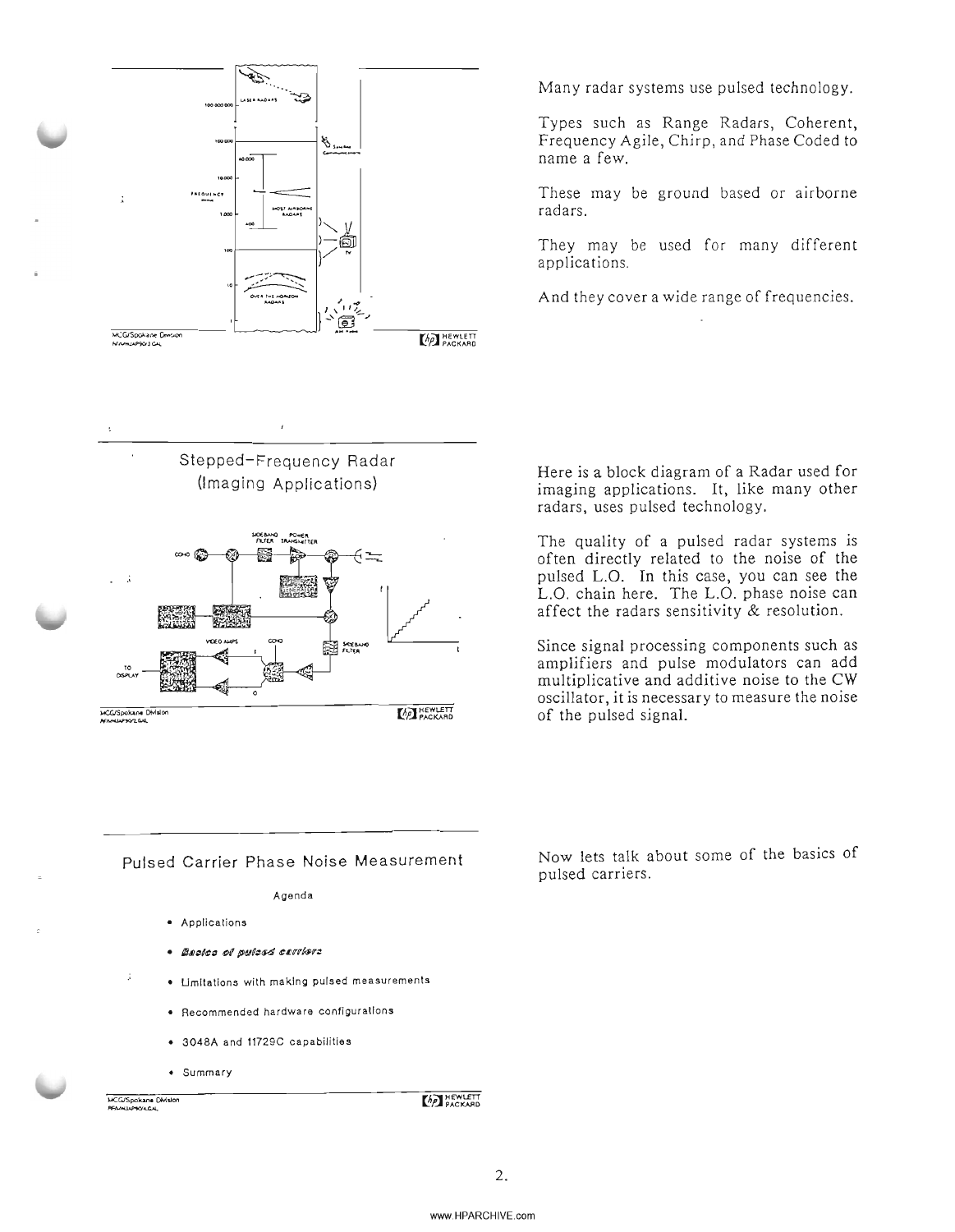Many radar systems use pulsed technology.

Types such as Range Radars, Coherent, Frequency Agile, Chirp, and Phase Coded to name a few.

These may be ground based or airborne radars.

They may be used for many different applications.

And they cover a wide range of frequencies.

## Stepped-Frequency Radar (Imaging Applications)

Here is a block diagram of a Radar used for imaging applications. It, like many other radars, uses pulsed technology.

The quality of a pulsed radar systems is often directly related to the noise of the pulsed L.O. In this case, you can see the L.O. chain here. The L.O. phase noise can affect the radars sensitivity & resolution.

Since signal processing components such as amplifiers and pulse modulators can add multiplicative and additive noise to the CW oscillator, it is necessary to measure the noise of the pulsed signal.

## Pulsed Carrier Phase Noise Measurement

Agenda

- Applications
- ***Basics of pulsed carriers***
- Limitations with making pulsed measurements
- Recommended hardware configurations
- 3048A and 11729C capabilities
- Summary

Now lets talk about some of the basics of pulsed carriers.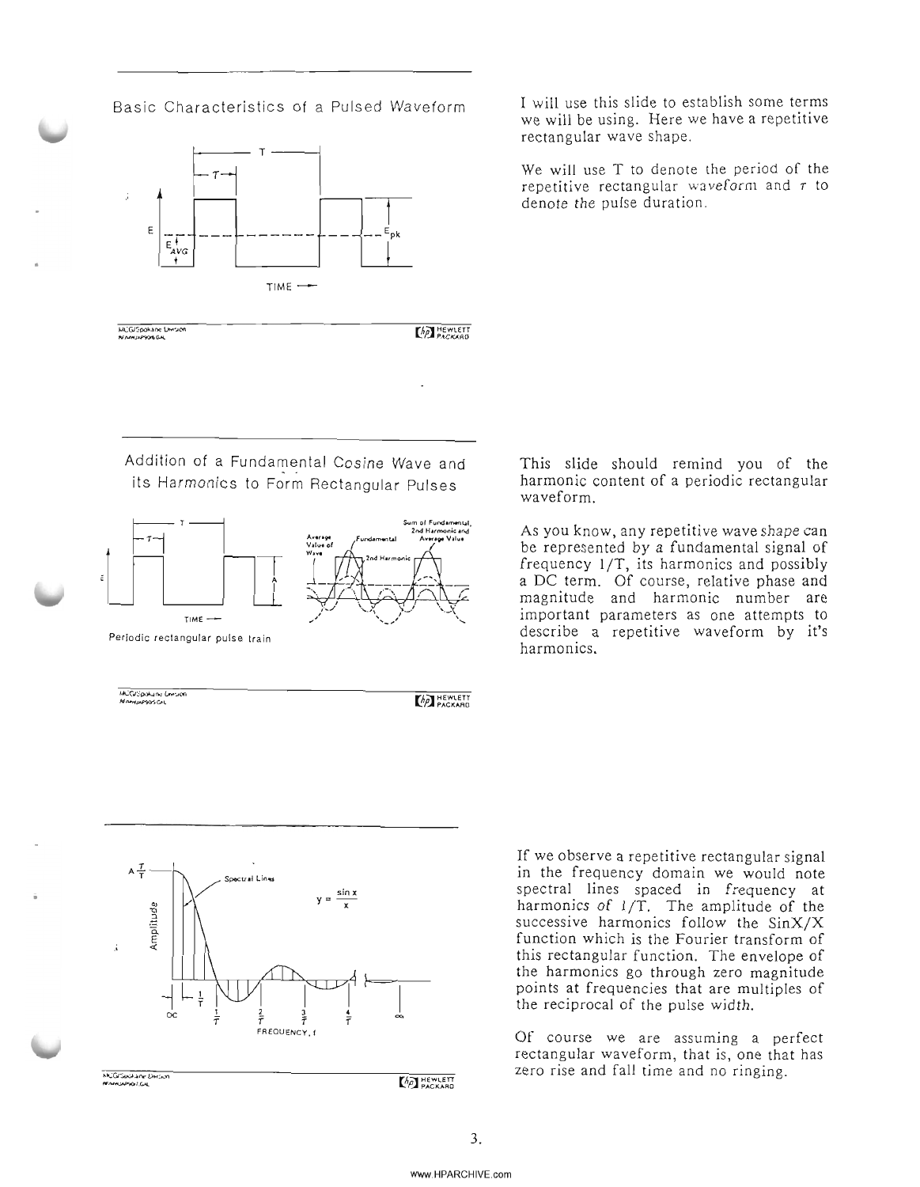## Basic Characteristics of a Pulsed Waveform

I will use this slide to establish some terms we will be using. Here we have a repetitive rectangular wave shape.

We will use T to denote the period of the repetitive rectangular waveform and $\tau$ to denote the pulse duration.

## Addition of a Fundamental Cosine Wave and its Harmonics to Form Rectangular Pulses

Periodic rectangular pulse train

This slide should remind you of the harmonic content of a periodic rectangular waveform.

As you know, any repetitive wave shape can be represented by a fundamental signal of frequency 1/T, its harmonics and possibly a DC term. Of course, relative phase and magnitude and harmonic number are important parameters as one attempts to describe a repetitive waveform by it's harmonics.

If we observe a repetitive rectangular signal in the frequency domain we would note spectral lines spaced in frequency at harmonics of 1/T. The amplitude of the successive harmonics follow the SinX/X function which is the Fourier transform of this rectangular function. The envelope of the harmonics go through zero magnitude points at frequencies that are multiples of the reciprocal of the pulse width.

Of course we are assuming a perfect rectangular waveform, that is, one that has zero rise and fall time and no ringing.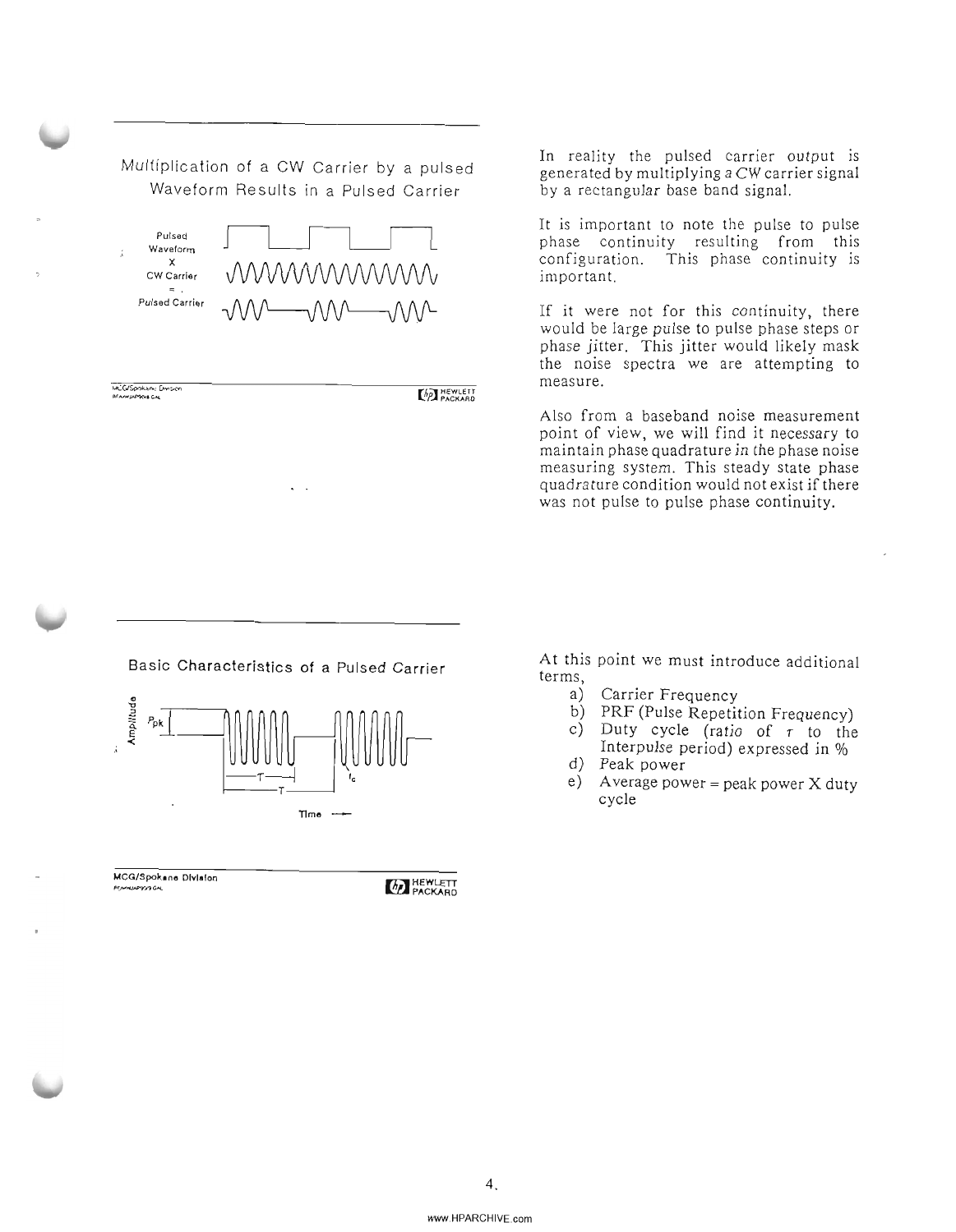## Multiplication of a CW Carrier by a pulsed Waveform Results in a Pulsed Carrier

Pulsed Waveform
X
CW Carrier
=
Pulsed Carrier

MCG/Spokane Division

In reality the pulsed carrier output is generated by multiplying a CW carrier signal by a rectangular base band signal.

It is important to note the pulse to pulse phase continuity resulting from this configuration. This phase continuity is important.

If it were not for this continuity, there would be large pulse to pulse phase steps or phase jitter. This jitter would likely mask the noise spectra we are attempting to measure.

Also from a baseband noise measurement point of view, we will find it necessary to maintain phase quadrature in the phase noise measuring system. This steady state phase quadrature condition would not exist if there was not pulse to pulse phase continuity.

## Basic Characteristics of a Pulsed Carrier

Amplitude
$P_{pk}$
$\tau$
T
$f_c$
Time

MCG/Spokane Division

At this point we must introduce additional terms,

a) Carrier Frequency
b) PRF (Pulse Repetition Frequency)
c) Duty cycle (ratio of $\tau$ to the Interpulse period) expressed in %
d) Peak power
e) Average power = peak power X duty cycle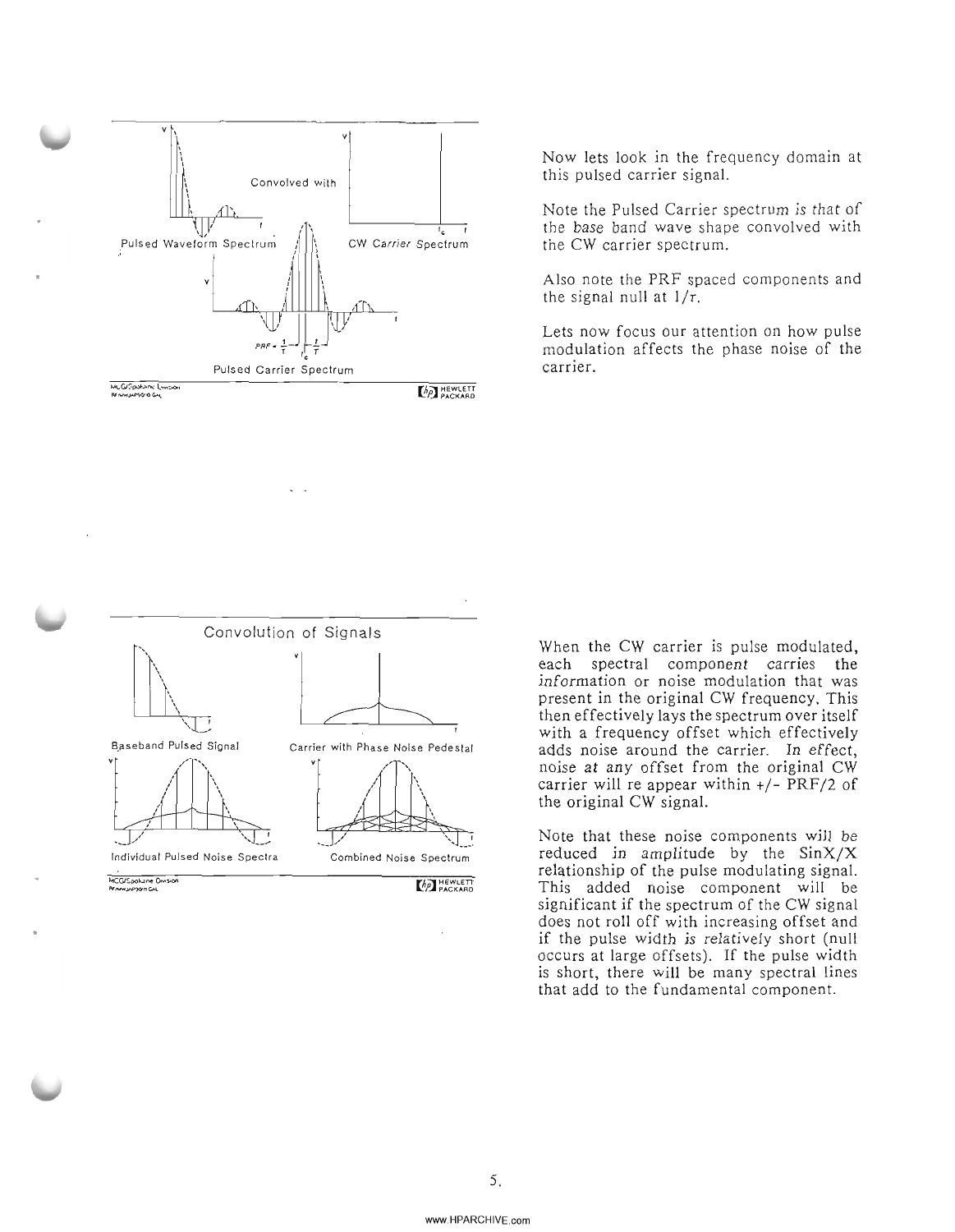Now lets look in the frequency domain at this pulsed carrier signal.

Note the Pulsed Carrier spectrum is that of the base band wave shape convolved with the CW carrier spectrum.

Also note the PRF spaced components and the signal null at $1/\tau$.

Lets now focus our attention on how pulse modulation affects the phase noise of the carrier.

When the CW carrier is pulse modulated, each spectral component carries the information or noise modulation that was present in the original CW frequency. This then effectively lays the spectrum over itself with a frequency offset which effectively adds noise around the carrier. In effect, noise at any offset from the original CW carrier will re appear within +/- PRF/2 of the original CW signal.

Note that these noise components will be reduced in amplitude by the SinX/X relationship of the pulse modulating signal. This added noise component will be significant if the spectrum of the CW signal does not roll off with increasing offset and if the pulse width is relatively short (null occurs at large offsets). If the pulse width is short, there will be many spectral lines that add to the fundamental component.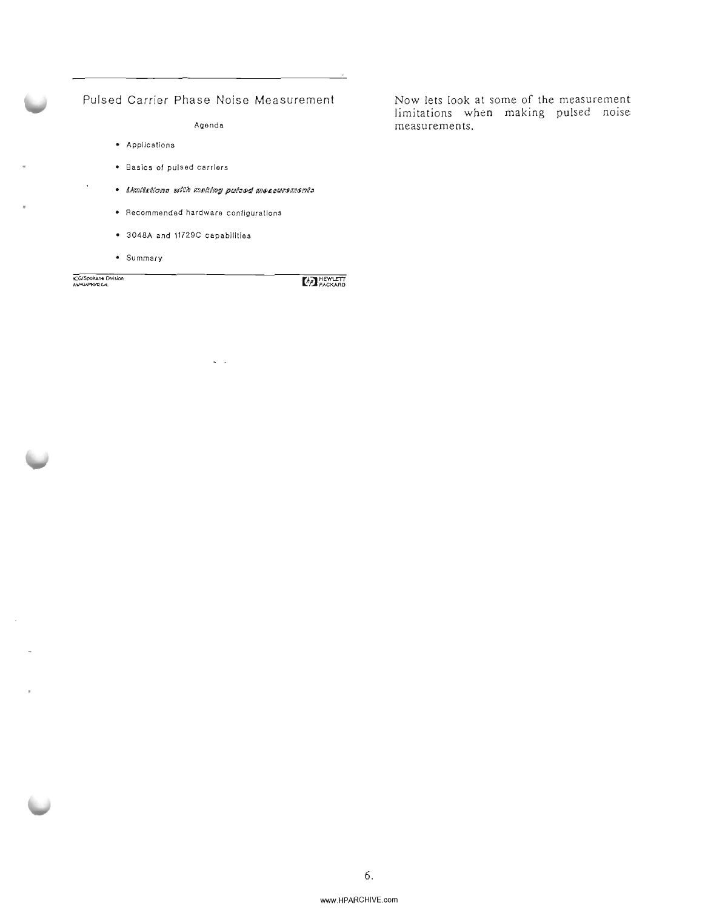## Pulsed Carrier Phase Noise Measurement

Agenda

- Applications
- Basics of pulsed carriers
- *Limitations with making pulsed measurements*
- Recommended hardware configurations
- 3048A and 11729C capabilities
- Summary

Now lets look at some of the measurement limitations when making pulsed noise measurements.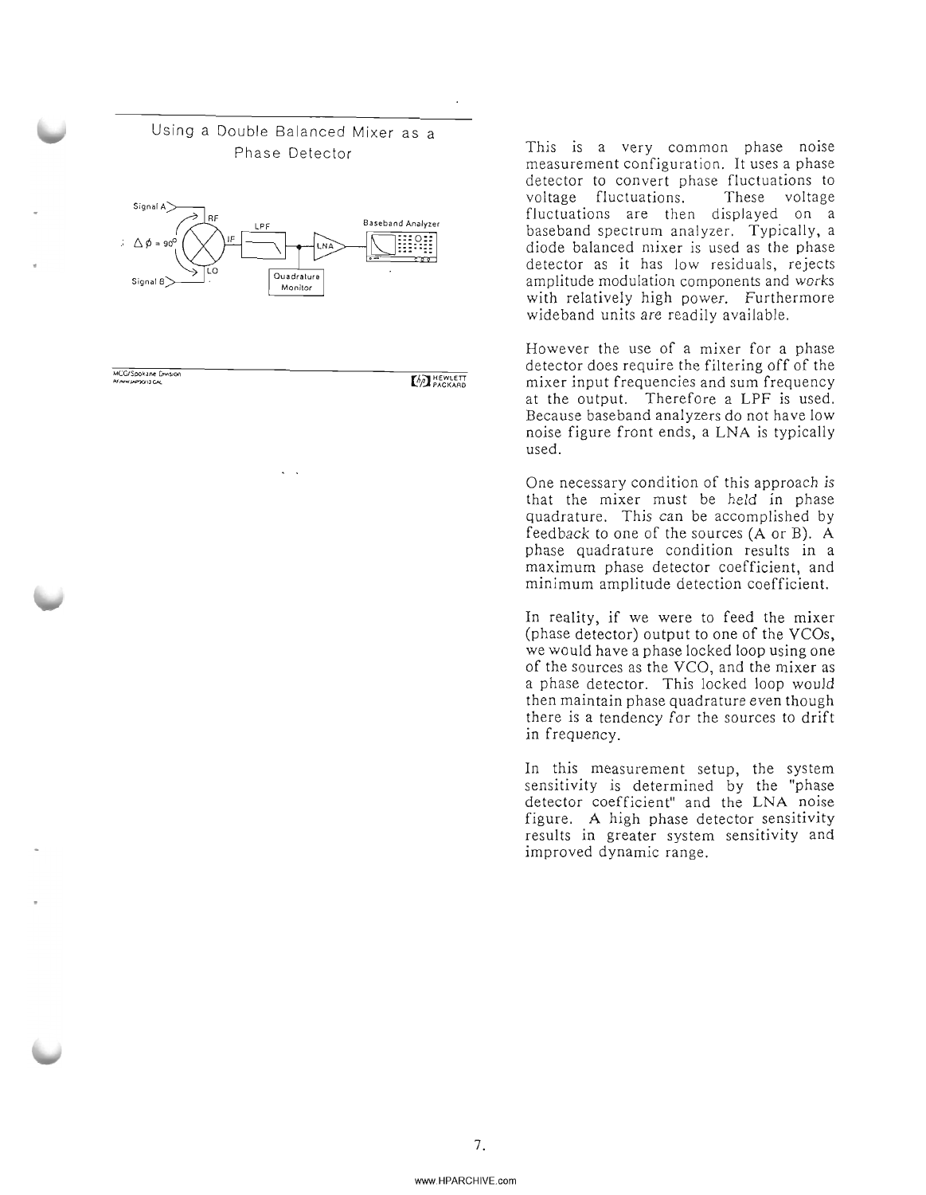## Using a Double Balanced Mixer as a Phase Detector

Signal A — RF

$\Delta\phi = 90^{\circ}$

Signal B — LO

IF — LPF — LNA — Baseband Analyzer

Quadrature Monitor

MCG/Spokane Division

This is a very common phase noise measurement configuration. It uses a phase detector to convert phase fluctuations to voltage fluctuations. These voltage fluctuations are then displayed on a baseband spectrum analyzer. Typically, a diode balanced mixer is used as the phase detector as it has low residuals, rejects amplitude modulation components and works with relatively high power. Furthermore wideband units are readily available.

However the use of a mixer for a phase detector does require the filtering off of the mixer input frequencies and sum frequency at the output. Therefore a LPF is used. Because baseband analyzers do not have low noise figure front ends, a LNA is typically used.

One necessary condition of this approach is that the mixer must be held in phase quadrature. This can be accomplished by feedback to one of the sources (A or B). A phase quadrature condition results in a maximum phase detector coefficient, and minimum amplitude detection coefficient.

In reality, if we were to feed the mixer (phase detector) output to one of the VCOs, we would have a phase locked loop using one of the sources as the VCO, and the mixer as a phase detector. This locked loop would then maintain phase quadrature even though there is a tendency for the sources to drift in frequency.

In this measurement setup, the system sensitivity is determined by the "phase detector coefficient" and the LNA noise figure. A high phase detector sensitivity results in greater system sensitivity and improved dynamic range.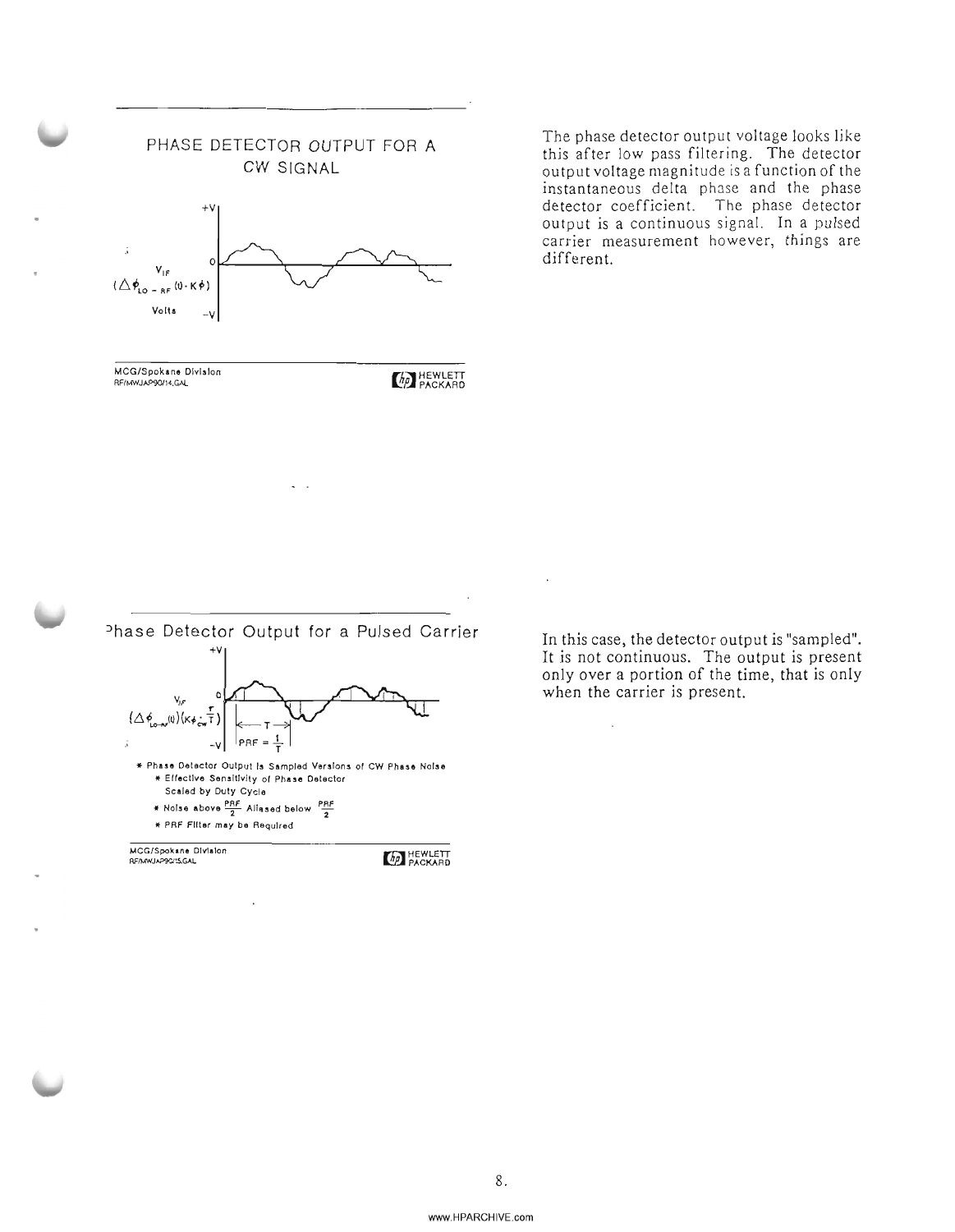## PHASE DETECTOR OUTPUT FOR A CW SIGNAL

+V

0

$V_{IF}$

$(\Delta\phi_{LO-RF}(t) \cdot K\phi)$

Volts

−V

MCG/Spokane Division
RF/MWJAP90/14.GAL

The phase detector output voltage looks like this after low pass filtering. The detector output voltage magnitude is a function of the instantaneous delta phase and the phase detector coefficient. The phase detector output is a continuous signal. In a pulsed carrier measurement however, things are different.

## Phase Detector Output for a Pulsed Carrier

+V

0

$V_{IF}$

$(\Delta\phi_{LO-RF}(t))(K\phi_{CW} \cdot \frac{\tau}{T})$

−V

T

$PRF = \frac{1}{T}$

* Phase Detector Output is Sampled Versions of CW Phase Noise
  * Effective Sensitivity of Phase Detector Scaled by Duty Cycle
  * Noise above $\frac{PRF}{2}$ Aliased below $\frac{PRF}{2}$
  * PRF Filter may be Required

MCG/Spokane Division
RF/MWJAP90/15.GAL

In this case, the detector output is "sampled". It is not continuous. The output is present only over a portion of the time, that is only when the carrier is present.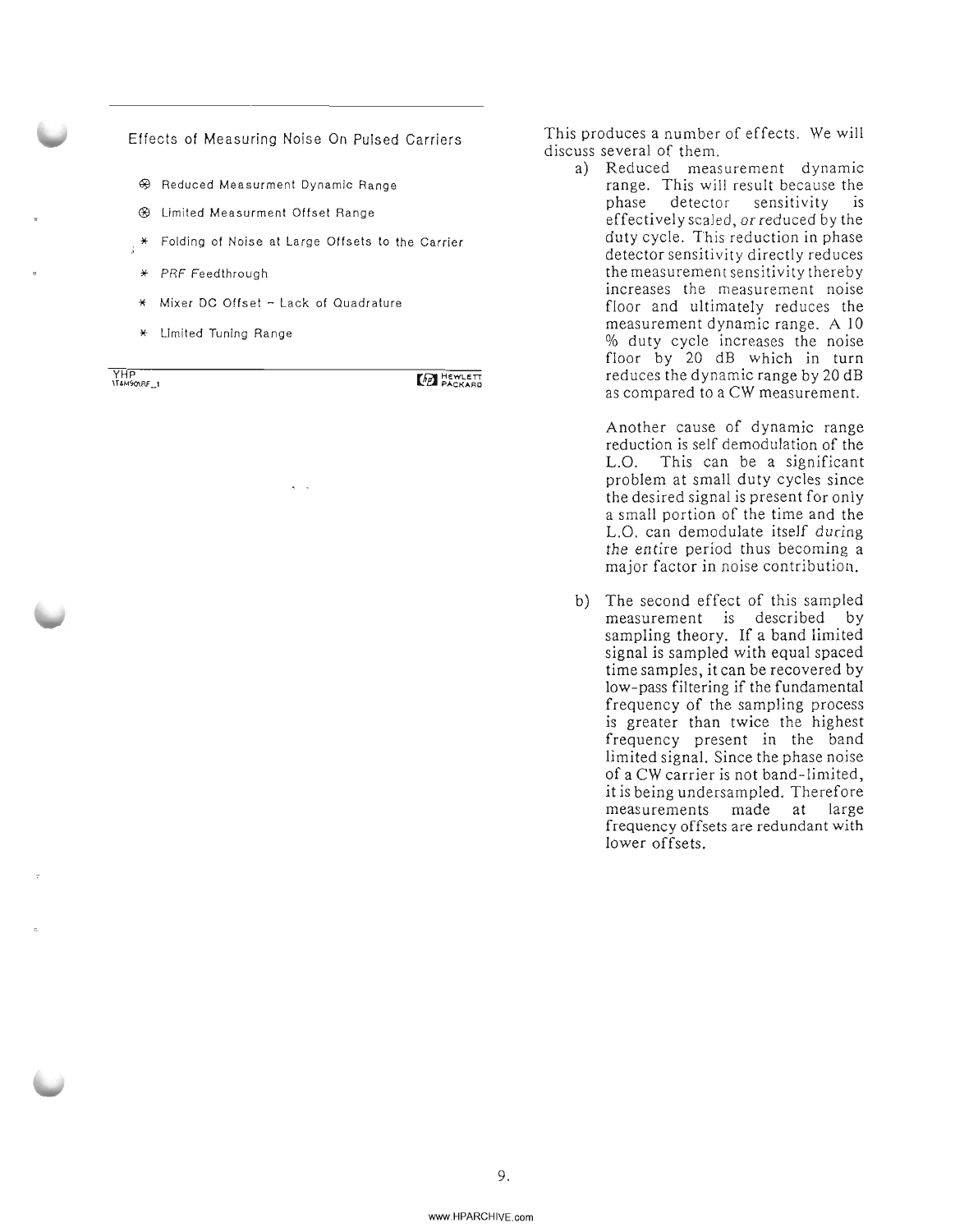### Effects of Measuring Noise On Pulsed Carriers

- Reduced Measurment Dynamic Range
- Limited Measurment Offset Range
- Folding of Noise at Large Offsets to the Carrier
- *PRF* Feedthrough
- Mixer DC Offset – Lack of Quadrature
- Limited Tuning Range

YHP
\T4MS0\RF_1

This produces a number of effects. We will discuss several of them.

a) Reduced measurement dynamic range. This will result because the phase detector sensitivity is effectively scaled, *or* reduced by the duty cycle. This reduction in phase detector sensitivity directly reduces the measurement sensitivity thereby increases the measurement noise floor and ultimately reduces the measurement dynamic range. A 10 % duty cycle increases the noise floor by 20 dB which in turn reduces the dynamic range by 20 dB as compared to a CW measurement.

   Another cause of dynamic range reduction is self demodulation of the L.O. This can be a significant problem at small duty cycles since the desired signal is present for only a small portion of the time and the L.O. can demodulate itself *during the entire* period thus becoming a major factor in noise contribution.

b) The second effect of this sampled measurement is described by sampling theory. If a band limited signal is sampled with equal spaced time samples, it can be recovered by low-pass filtering if the fundamental frequency of the sampling process is greater than twice the highest frequency present in the band limited signal. Since the phase noise of a CW carrier is not band-limited, it is being undersampled. Therefore measurements made at large frequency offsets are redundant with lower offsets.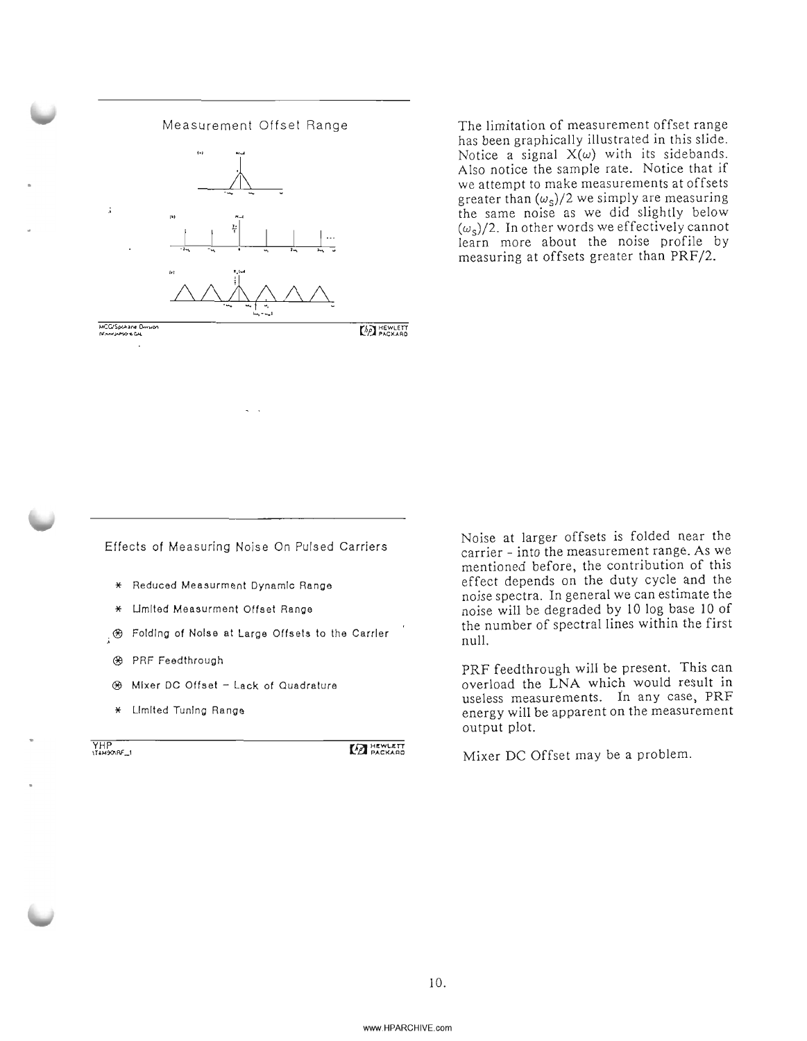## Measurement Offset Range

The limitation of measurement offset range has been graphically illustrated in this slide. Notice a signal $X(\omega)$ with its sidebands. Also notice the sample rate. Notice that if we attempt to make measurements at offsets greater than $(\omega_s)/2$ we simply are measuring the same noise as we did slightly below $(\omega_s)/2$. In other words we effectively cannot learn more about the noise profile by measuring at offsets greater than PRF/2.

## Effects of Measuring Noise On Pulsed Carriers

- * Reduced Measurment Dynamic Range
- * Limited Measurment Offset Range
- ⊛ Folding of Noise at Large Offsets to the Carrier
- ⊛ PRF Feedthrough
- ⊛ Mixer DC Offset – Lack of Quadrature
- * Limited Tuning Range

Noise at larger offsets is folded near the carrier - into the measurement range. As we mentioned before, the contribution of this effect depends on the duty cycle and the noise spectra. In general we can estimate the noise will be degraded by 10 log base 10 of the number of spectral lines within the first null.

PRF feedthrough will be present. This can overload the LNA which would result in useless measurements. In any case, PRF energy will be apparent on the measurement output plot.

Mixer DC Offset may be a problem.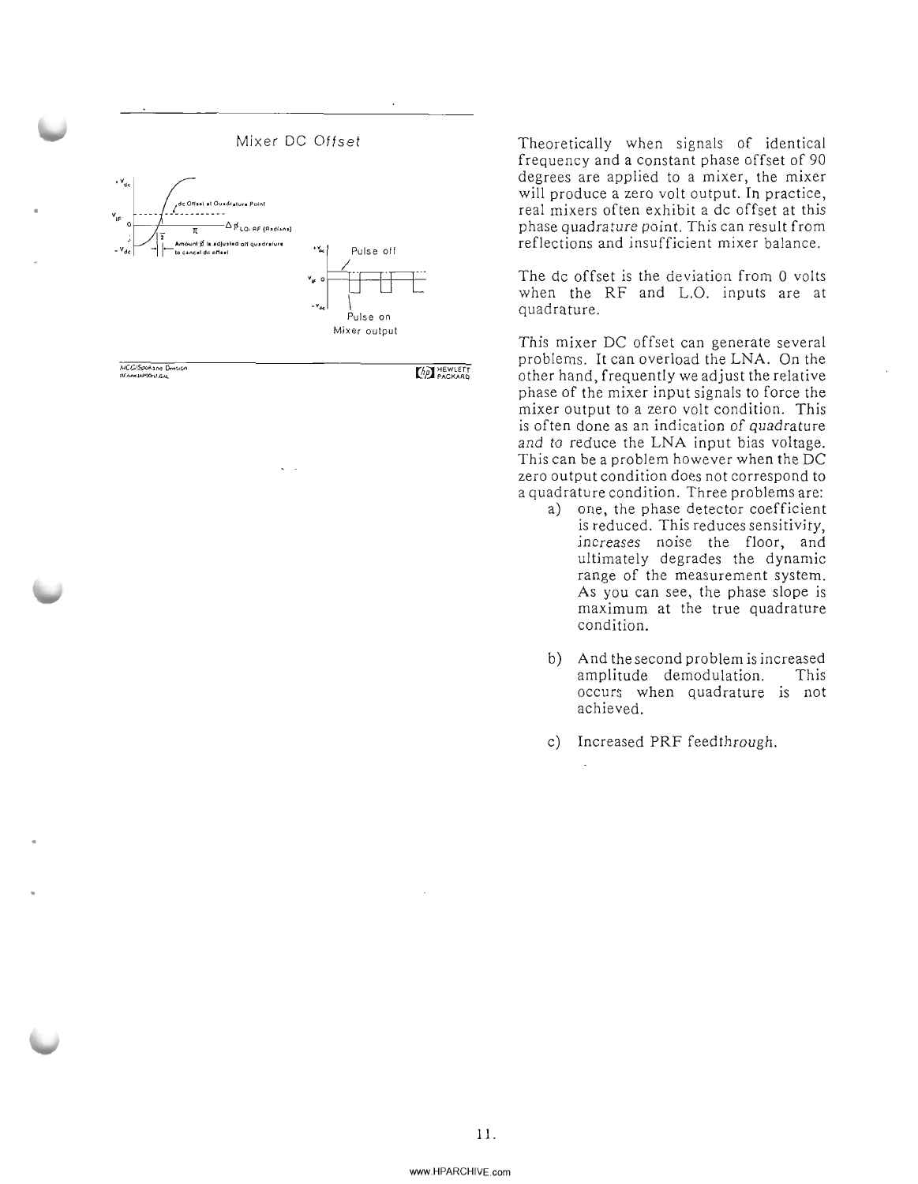## Mixer DC Offset

Theoretically when signals of identical frequency and a constant phase offset of 90 degrees are applied to a mixer, the mixer will produce a zero volt output. In practice, real mixers often exhibit a dc offset at this phase quadrature point. This can result from reflections and insufficient mixer balance.

The dc offset is the deviation from 0 volts when the RF and L.O. inputs are at quadrature.

This mixer DC offset can generate several problems. It can overload the LNA. On the other hand, frequently we adjust the relative phase of the mixer input signals to force the mixer output to a zero volt condition. This is often done as an indication of quadrature and to reduce the LNA input bias voltage. This can be a problem however when the DC zero output condition does not correspond to a quadrature condition. Three problems are:

a) one, the phase detector coefficient is reduced. This reduces sensitivity, *increases* noise the floor, and ultimately degrades the dynamic range of the measurement system. As you can see, the phase slope is maximum at the true quadrature condition.

b) And the second problem is increased amplitude demodulation. This occurs when quadrature is not achieved.

c) Increased PRF feedthrough.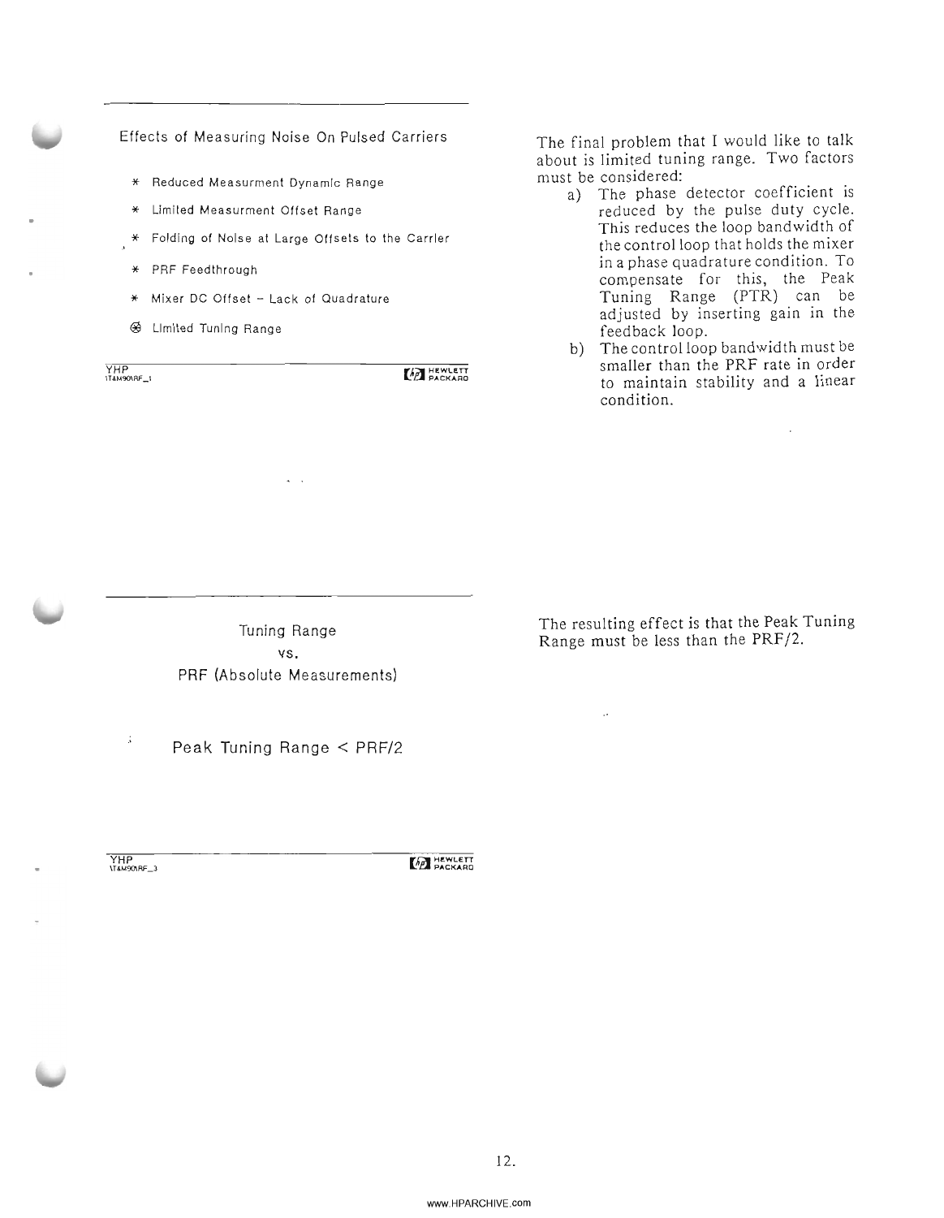### Effects of Measuring Noise On Pulsed Carriers

* Reduced Measurment Dynamic Range
* Limited Measurment Offset Range
* Folding of Noise at Large Offsets to the Carrier
* PRF Feedthrough
* Mixer DC Offset – Lack of Quadrature
* Limited Tuning Range

YHP
1T&M90\RF_1

The final problem that I would like to talk about is limited tuning range. Two factors must be considered:

a) The phase detector coefficient is reduced by the pulse duty cycle. This reduces the loop bandwidth of the control loop that holds the mixer in a phase quadrature condition. To compensate for this, the Peak Tuning Range (PTR) can be adjusted by inserting gain in the feedback loop.

b) The control loop bandwidth must be smaller than the PRF rate in order to maintain stability and a linear condition.

### Tuning Range vs. PRF (Absolute Measurements)

Peak Tuning Range < PRF/2

YHP
\T&M90\RF_3

The resulting effect is that the Peak Tuning Range must be less than the PRF/2.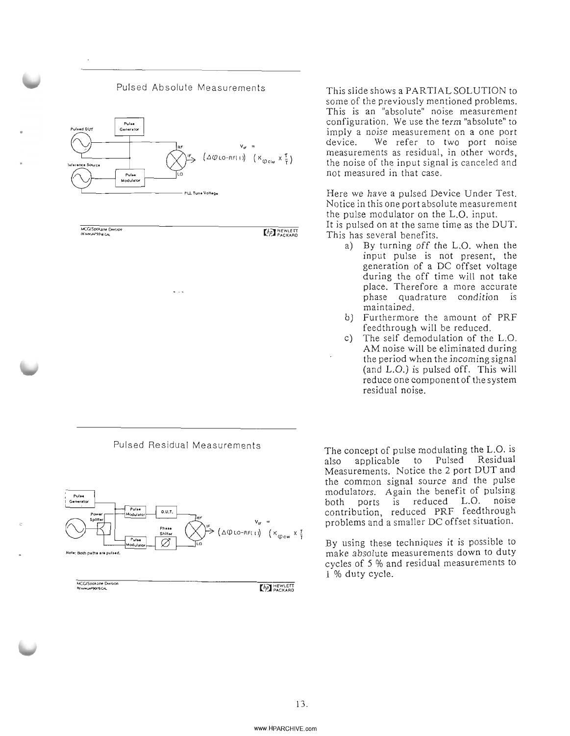## Pulsed Absolute Measurements

Pulsed DUT

Pulse Generator

Reference Source

Pulse Modulator

RF

IF

LO

$V_{IF} = (\Delta\phi_{LO-RF}(t))\ (K_{\phi cw} \times \frac{\tau}{T})$

PLL Tune Voltage

MCG/Spokane Division

This slide shows a PARTIAL SOLUTION to some of the previously mentioned problems. This is an "absolute" noise measurement configuration. We use the term "absolute" to imply a noise measurement on a one port device. We refer to two port noise measurements as residual, in other words, the noise of the input signal is canceled and not measured in that case.

Here we have a pulsed Device Under Test. Notice in this one port absolute measurement the pulse modulator on the L.O. input. It is pulsed on at the same time as the DUT. This has several benefits.

a) By turning *off* the L.O. when the input pulse is not present, the generation of a DC offset voltage during the off time will not take place. Therefore a more accurate phase quadrature condition is maintained.

b) Furthermore the amount of PRF feedthrough will be reduced.

c) The self demodulation of the L.O. AM noise will be eliminated during the period when the incoming signal (and L.O.) is pulsed off. This will reduce one component of the system residual noise.

## Pulsed Residual Measurements

Pulse Generator

Power Splitter

Pulse Modulator

D.U.T.

Pulse Modulator

Phase Shifter

RF

IF

LO

$V_{IF} = (\Delta\phi_{LO-RF}(t))\ (K_{\phi cw} \times \frac{\tau}{T})$

Note: Both paths are pulsed.

MCG/Spokane Division

The concept of pulse modulating the L.O. is also applicable to Pulsed Residual Measurements. Notice the 2 port DUT and the common signal source and the pulse modulators. Again the benefit of pulsing both ports is reduced L.O. noise contribution, reduced PRF feedthrough problems and a smaller DC offset situation.

By using these techniques it is possible to make absolute measurements down to duty cycles of 5 % and residual measurements to 1 % duty cycle.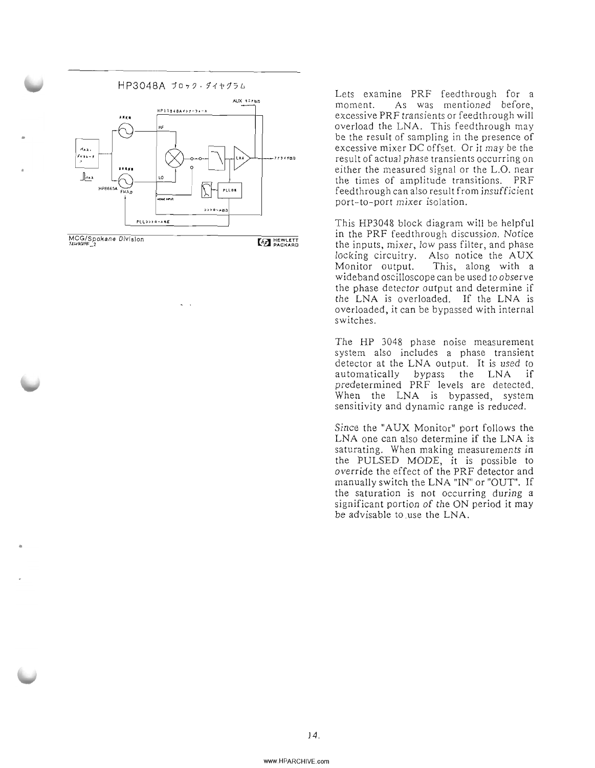HP3048A ブロック・ダイヤグラム

MCG/Spokane Division

Lets examine PRF feedthrough for a moment. As was mentioned before, excessive PRF transients or feedthrough will overload the LNA. This feedthrough may be the result of sampling in the presence of excessive mixer DC offset. Or it may be the result of actual phase transients occurring on either the measured signal or the L.O. near the times of amplitude transitions. PRF feedthrough can also result from insufficient port-to-port mixer isolation.

This HP3048 block diagram will be helpful in the PRF feedthrough discussion. Notice the inputs, mixer, low pass filter, and phase locking circuitry. Also notice the AUX Monitor output. This, along with a wideband oscilloscope can be used to observe the phase detector output and determine if the LNA is overloaded. If the LNA is overloaded, it can be bypassed with internal switches.

The HP 3048 phase noise measurement system also includes a phase transient detector at the LNA output. It is used to automatically bypass the LNA if predetermined PRF levels are detected. When the LNA is bypassed, system sensitivity and dynamic range is reduced.

Since the "AUX Monitor" port follows the LNA one can also determine if the LNA is saturating. When making measurements in the PULSED MODE, it is possible to override the effect of the PRF detector and manually switch the LNA "IN" or "OUT". If the saturation is not occurring during a significant portion of the ON period it may be advisable to use the LNA.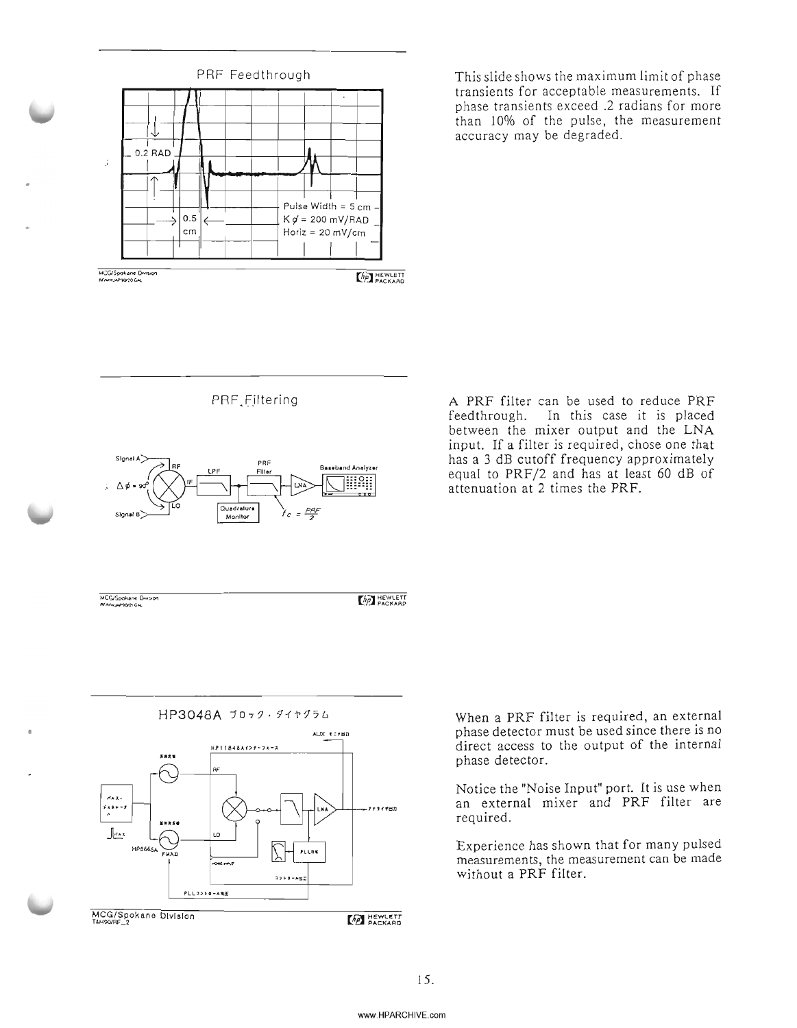## PRF Feedthrough

0.2 RAD

0.5 cm

Pulse Width = 5 cm

$K\phi$ = 200 mV/RAD

Horiz = 20 mV/cm

This slide shows the maximum limit of phase transients for acceptable measurements. If phase transients exceed .2 radians for more than 10% of the pulse, the measurement accuracy may be degraded.

## PRF Filtering

Signal A, RF, $\Delta\phi = 90°$, IF, LO, Signal B, LPF, PRF Filter, LNA, Baseband Analyzer, Quadrature Monitor, $f_c = \frac{PRF}{2}$

A PRF filter can be used to reduce PRF feedthrough. In this case it is placed between the mixer output and the LNA input. If a filter is required, chose one that has a 3 dB cutoff frequency approximately equal to PRF/2 and has at least 60 dB of attenuation at 2 times the PRF.

## HP3048A ブロック・ダイヤグラム

When a PRF filter is required, an external phase detector must be used since there is no direct access to the output of the internal phase detector.

Notice the "Noise Input" port. It is use when an external mixer and PRF filter are required.

Experience has shown that for many pulsed measurements, the measurement can be made without a PRF filter.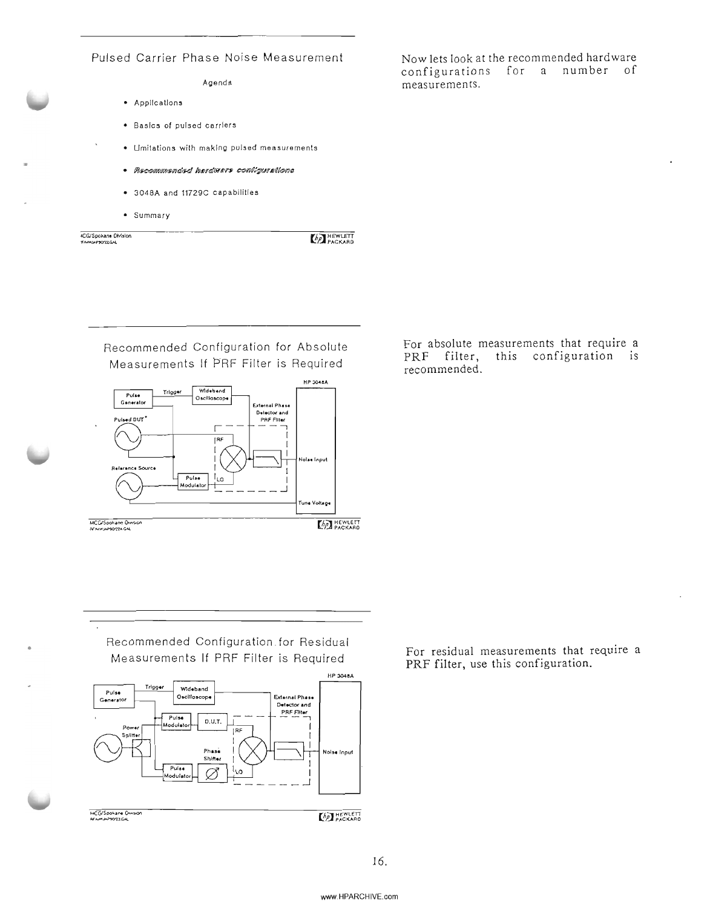## Pulsed Carrier Phase Noise Measurement

Agenda

- Applications
- Basics of pulsed carriers
- Limitations with making pulsed measurements
- *Recommended hardware configurations*
- 3048A and 11729C capabilities
- Summary

Now lets look at the recommended hardware configurations for a number of measurements.

## Recommended Configuration for Absolute Measurements If PRF Filter is Required

Pulse Generator — Trigger — Wideband Oscilloscope; Pulsed DUT*; Reference Source; Pulse Modulator; External Phase Detector and PRF Filter (RF, LO); HP 3048A (Noise Input, Tune Voltage)

For absolute measurements that require a PRF filter, this configuration is recommended.

## Recommended Configuration for Residual Measurements If PRF Filter is Required

Pulse Generator — Trigger — Wideband Oscilloscope; Power Splitter; Pulse Modulator; D.U.T.; Pulse Modulator; Phase Shifter; External Phase Detector and PRF Filter (RF, LO); HP 3048A (Noise Input)

For residual measurements that require a PRF filter, use this configuration.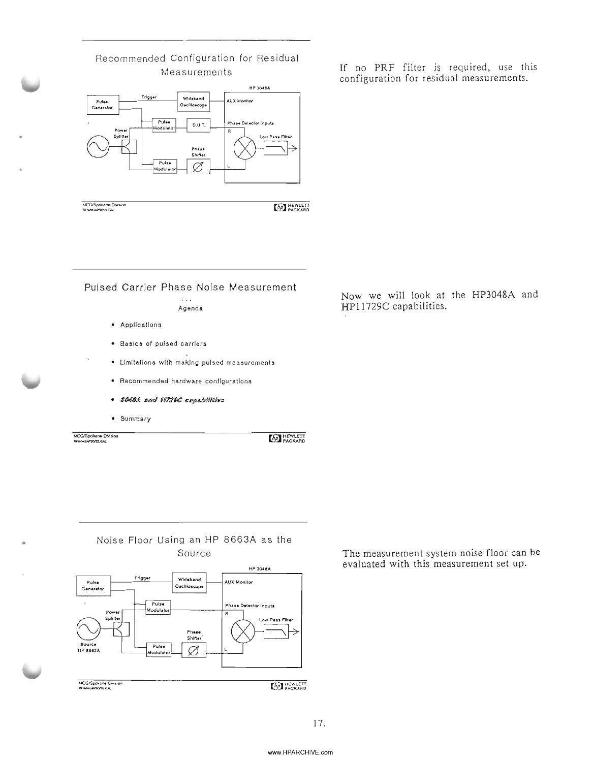## Recommended Configuration for Residual Measurements

HP 3048A

Pulse Generator — Trigger — Wideband Oscilloscope — AUX Monitor

Power Splitter — Pulse Modulator — D.U.T. — Phase Detector Inputs R

Pulse Modulator — Phase Shifter $\varnothing$ — L

Low Pass Filter

MCG/Spokane Division

If no PRF filter is required, use this configuration for residual measurements.

## Pulsed Carrier Phase Noise Measurement

Agenda

- Applications
- Basics of pulsed carriers
- Limitations with making pulsed measurements
- Recommended hardware configurations
- ***3048A and 11729C capabilities***
- Summary

MCG/Spokane Division

Now we will look at the HP3048A and HP11729C capabilities.

## Noise Floor Using an HP 8663A as the Source

HP 3048A

Pulse Generator — Trigger — Wideband Oscilloscope — AUX Monitor

Source HP 8663A — Power Splitter — Pulse Modulator — Phase Detector Inputs R

Pulse Modulator — Phase Shifter $\varnothing$ — L

Low Pass Filter

MCG/Spokane Division

The measurement system noise floor can be evaluated with this measurement set up.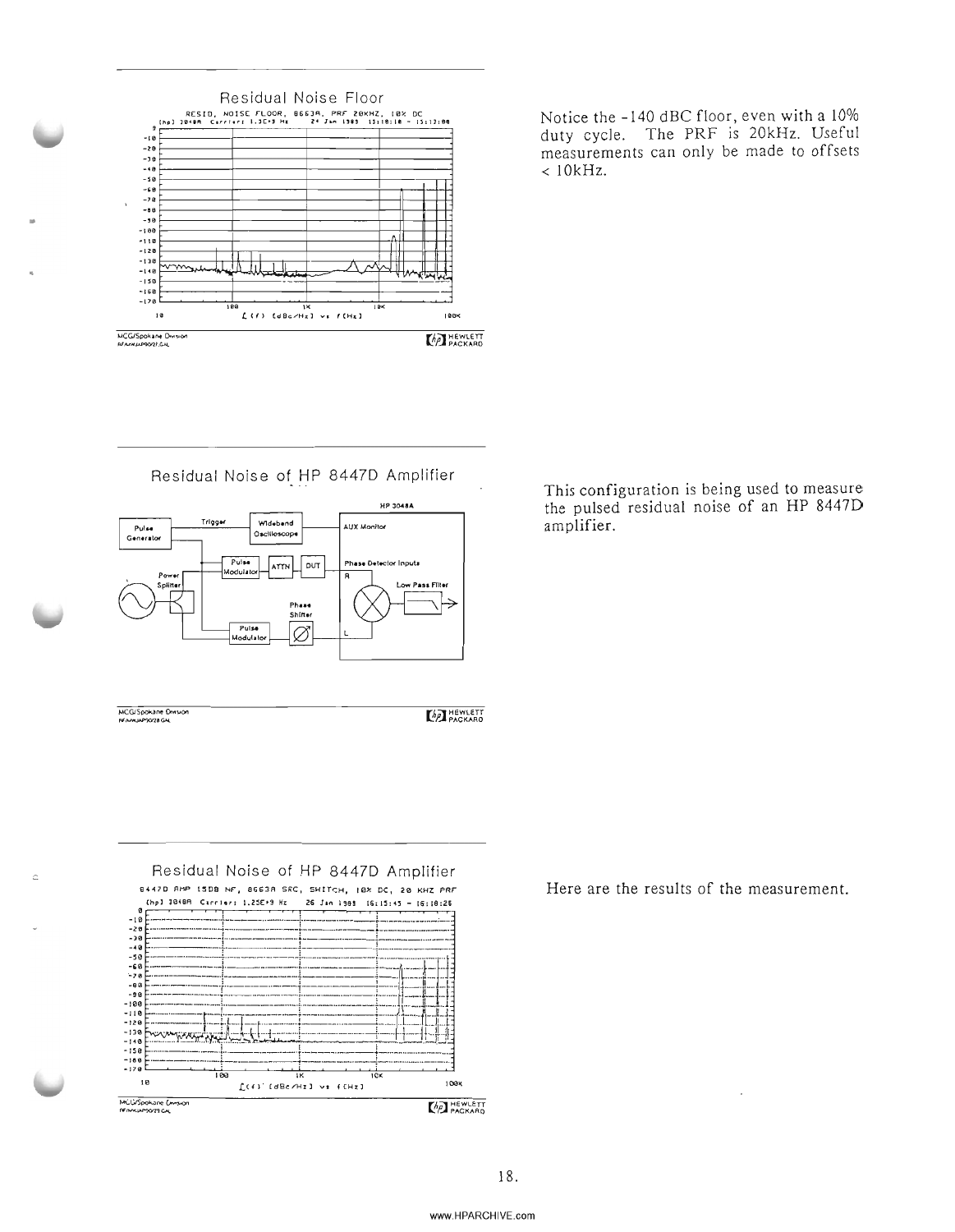## Residual Noise Floor

RESID. NOISE FLOOR, 8663A, PRF 20KHZ, 10% DC

(hp) 3048A Carrier: 1.3E+9 Hz 24 Jan 1989 15:10:10 - 15:13:00

$\mathcal{L}(f)$ [dBc/Hz] vs f[Hz]

MCG/Spokane Division

Notice the -140 dBC floor, even with a 10% duty cycle. The PRF is 20kHz. Useful measurements can only be made to offsets < 10kHz.

## Residual Noise of HP 8447D Amplifier

MCG/Spokane Division

This configuration is being used to measure the pulsed residual noise of an HP 8447D amplifier.

## Residual Noise of HP 8447D Amplifier

8447D AMP 15DB NF, 8663A SRC, SWITCH, 10% DC, 20 KHZ PRF

(hp) 3048A Carrier: 1.25E+9 Hz 26 Jan 1989 16:15:45 - 16:18:26

$\mathcal{L}(f)$ [dBc/Hz] vs f[Hz]

MCG/Spokane Division

Here are the results of the measurement.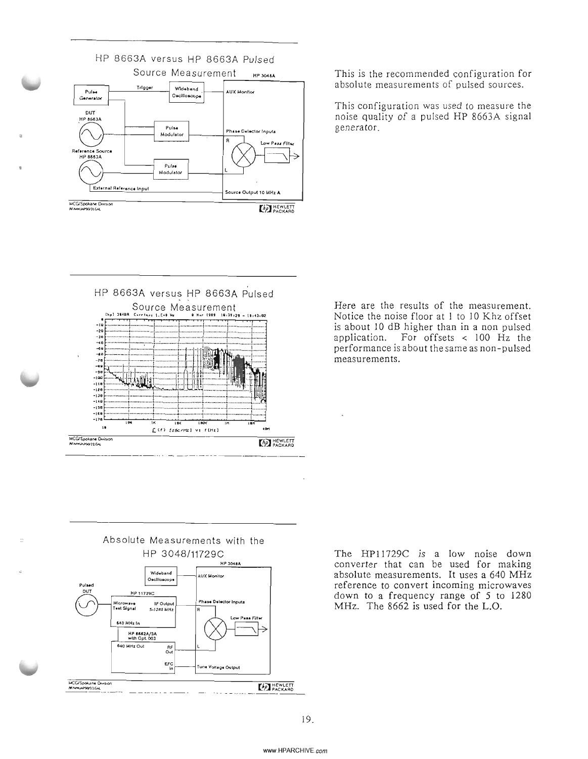## HP 8663A versus HP 8663A Pulsed Source Measurement

This is the recommended configuration for absolute measurements of pulsed sources.

This configuration was used to measure the noise quality of a pulsed HP 8663A signal generator.

## HP 8663A versus HP 8663A Pulsed Source Measurement

Here are the results of the measurement. Notice the noise floor at 1 to 10 Khz offset is about 10 dB higher than in a non pulsed application. For offsets < 100 Hz the performance is about the same as non-pulsed measurements.

## Absolute Measurements with the HP 3048/11729C

The HP11729C is a low noise down converter that can be used for making absolute measurements. It uses a 640 MHz reference to convert incoming microwaves down to a frequency range of 5 to 1280 MHz. The 8662 is used for the L.O.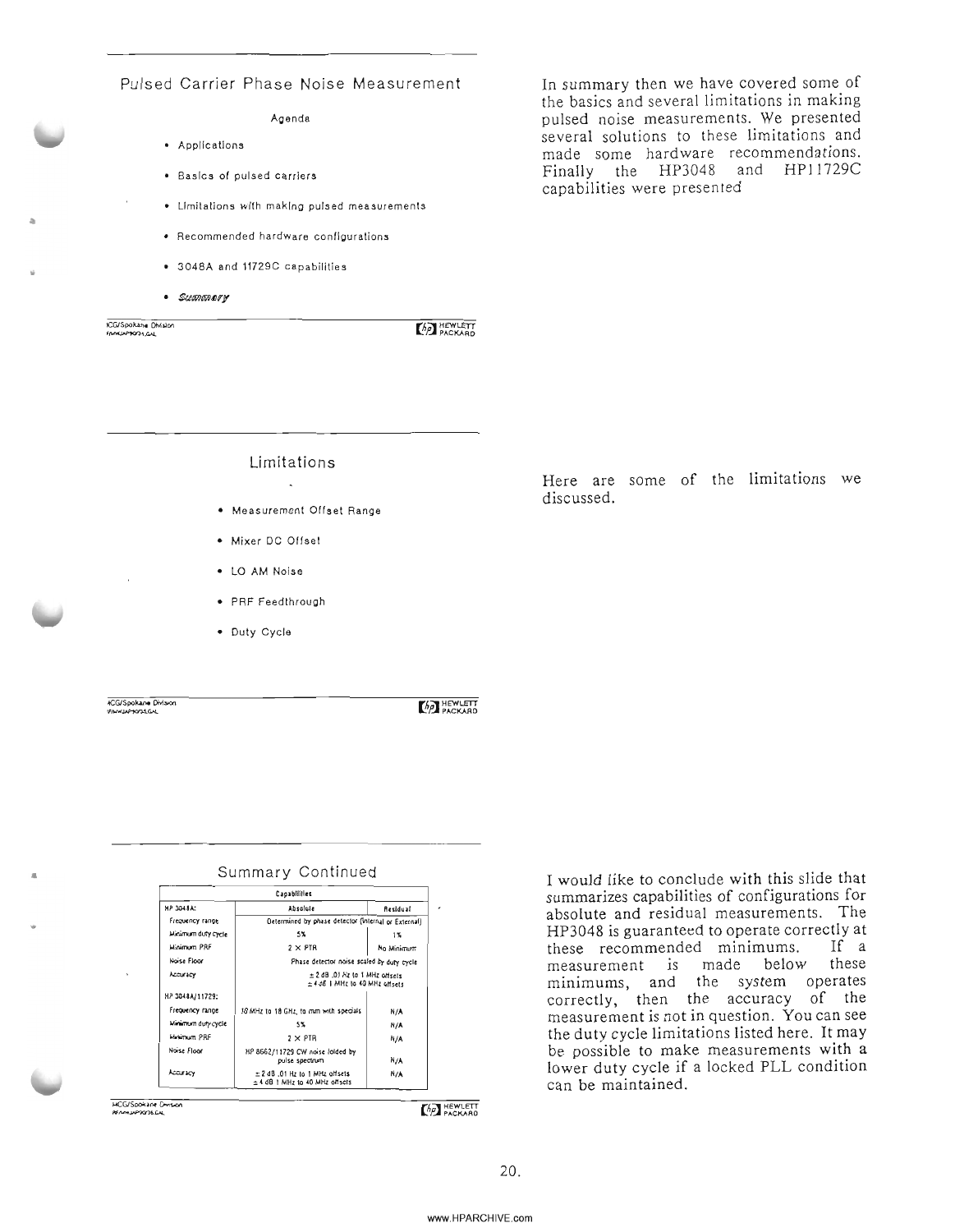## Pulsed Carrier Phase Noise Measurement

Agenda

- Applications
- Basics of pulsed carriers
- Limitations with making pulsed measurements
- Recommended hardware configurations
- 3048A and 11729C capabilities
- *Summary*

In summary then we have covered some of the basics and several limitations in making pulsed noise measurements. We presented several solutions to these limitations and made some hardware recommendations. Finally the HP3048 and HP11729C capabilities were presented.

## Limitations

- Measurement Offset Range
- Mixer DC Offset
- LO AM Noise
- PRF Feedthrough
- Duty Cycle

Here are some of the limitations we discussed.

## Summary Continued

| Capabilities | | |
|---|---|---|
| HP 3048A: | Absolute | Residual |
| Frequency range | Determined by phase detector (Internal or External) | |
| Minimum duty cycle | 5% | 1% |
| Minimum PRF | 2 × PTR | No Minimum |
| Noise Floor | Phase detector noise scaled by duty cycle | |
| Accuracy | ±2 dB .01 Hz to 1 MHz offsets<br>±4 dB 1 MHz to 40 MHz offsets | |
| HP 3048A/11729: | | |
| Frequency range | 10 MHz to 18 GHz, to mm with specials | N/A |
| Minimum duty cycle | 5% | N/A |
| Minimum PRF | 2 × PTR | N/A |
| Noise Floor | HP 8662/11729 CW noise folded by pulse spectrum | N/A |
| Accuracy | ±2 dB .01 Hz to 1 MHz offsets<br>±4 dB 1 MHz to 40 MHz offsets | N/A |

I would like to conclude with this slide that summarizes capabilities of configurations for absolute and residual measurements. The HP3048 is guaranteed to operate correctly at these recommended minimums. If a measurement is made below these minimums, and the system operates correctly, then the accuracy of the measurement is not in question. You can see the duty cycle limitations listed here. It may be possible to make measurements with a lower duty cycle if a locked PLL condition can be maintained.